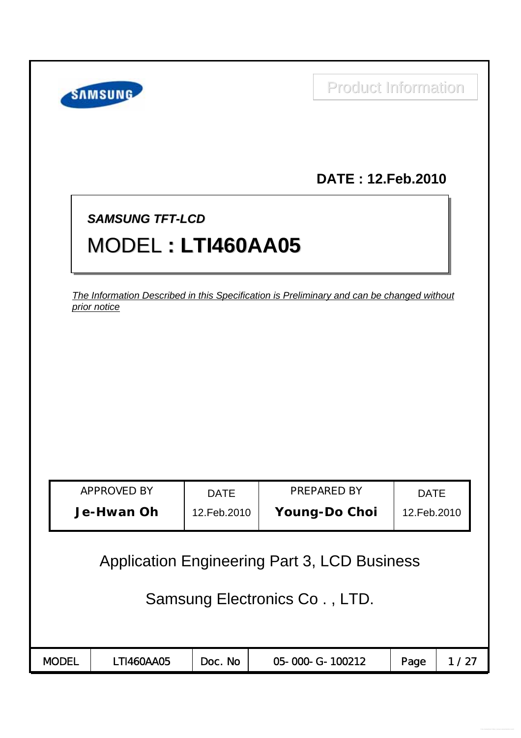SAMSUNG

Product Information

**DATE : 12.Feb.2010**

***SAMSUNG TFT-LCD***

# MODEL **: LTI460AA05**

*The Information Described in this Specification is Preliminary and can be changed without prior notice*

| APPROVED BY | DATE | PREPARED BY | DATE |
|---|---|---|---|
| **Je-Hwan Oh** | 12.Feb.2010 | **Young-Do Choi** | 12.Feb.2010 |

Application Engineering Part 3, LCD Business

Samsung Electronics Co . , LTD.

| MODEL | LTI460AA05 | Doc. No | 05- 000- G- 100212 |
|---|---|---|---|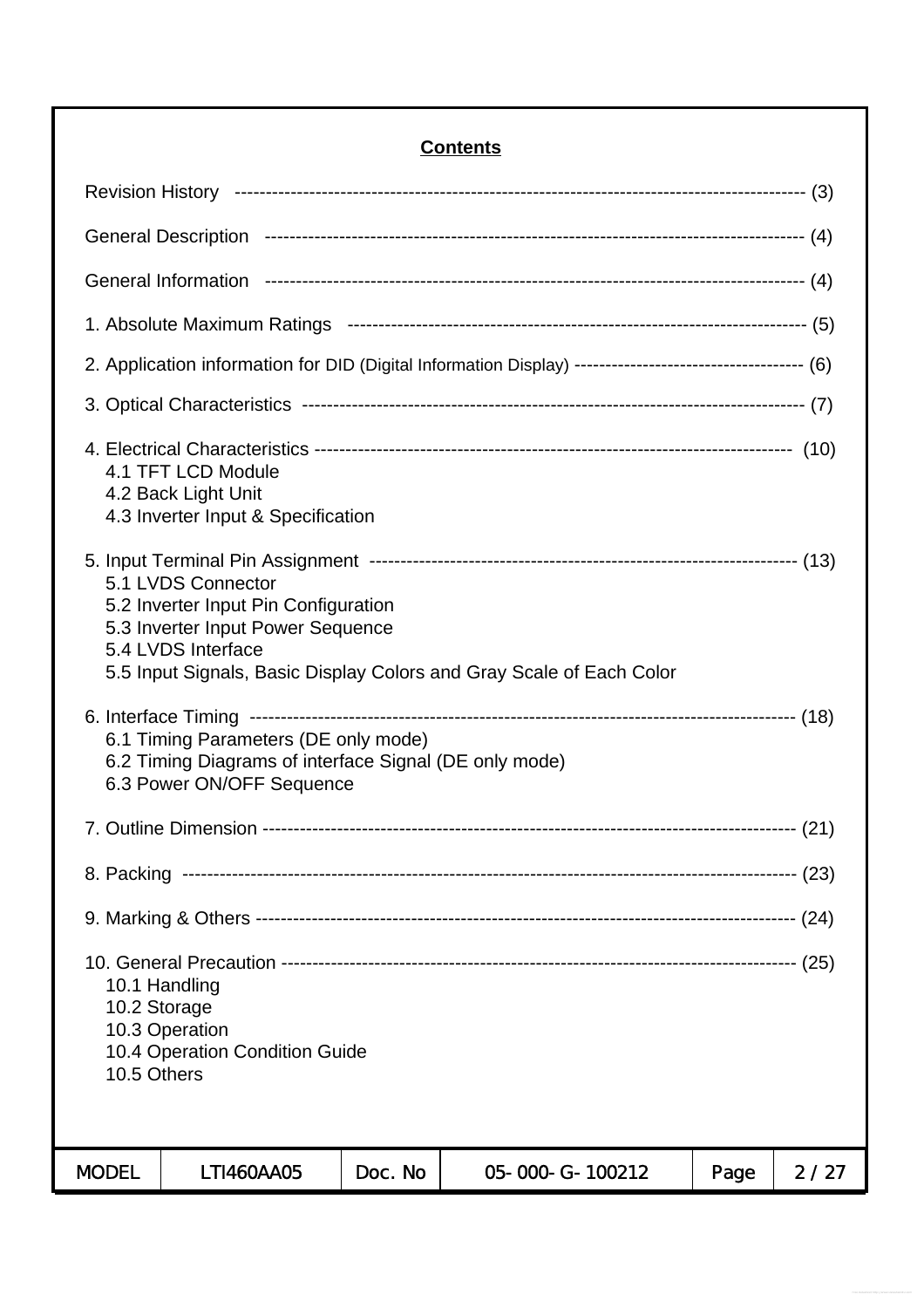# Contents

Revision History ---------------------------------------------------------------------------------------- (3)

General Description ------------------------------------------------------------------------------------ (4)

General Information ------------------------------------------------------------------------------------ (4)

1. Absolute Maximum Ratings ------------------------------------------------------------------------ (5)

2. Application information for DID (Digital Information Display) ------------------------------------ (6)

3. Optical Characteristics --------------------------------------------------------------------------------- (7)

4. Electrical Characteristics ----------------------------------------------------------------------------- (10)
   - 4.1 TFT LCD Module
   - 4.2 Back Light Unit
   - 4.3 Inverter Input & Specification

5. Input Terminal Pin Assignment ------------------------------------------------------------------- (13)
   - 5.1 LVDS Connector
   - 5.2 Inverter Input Pin Configuration
   - 5.3 Inverter Input Power Sequence
   - 5.4 LVDS Interface
   - 5.5 Input Signals, Basic Display Colors and Gray Scale of Each Color

6. Interface Timing ---------------------------------------------------------------------------------- (18)
   - 6.1 Timing Parameters (DE only mode)
   - 6.2 Timing Diagrams of interface Signal (DE only mode)
   - 6.3 Power ON/OFF Sequence

7. Outline Dimension ------------------------------------------------------------------------------- (21)

8. Packing --------------------------------------------------------------------------------------------- (23)

9. Marking & Others -------------------------------------------------------------------------------- (24)

10. General Precaution ----------------------------------------------------------------------------- (25)
   - 10.1 Handling
   - 10.2 Storage
   - 10.3 Operation
   - 10.4 Operation Condition Guide
   - 10.5 Others

| MODEL | LTI460AA05 | Doc. No | 05-000-G-100212 |
|---|---|---|---|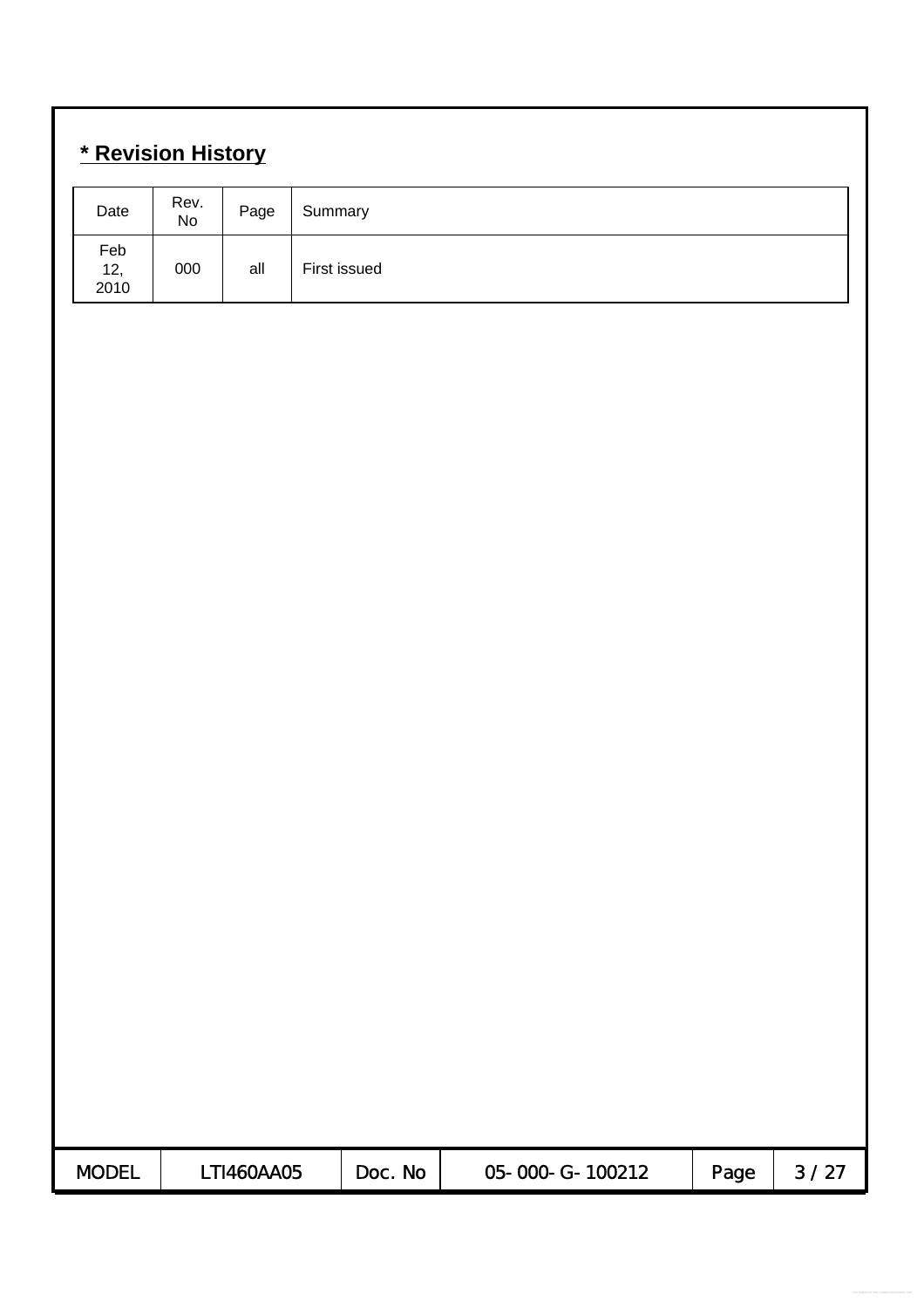## * Revision History

| Date | Rev. No | Page | Summary |
| --- | --- | --- | --- |
| Feb 12, 2010 | 000 | all | First issued |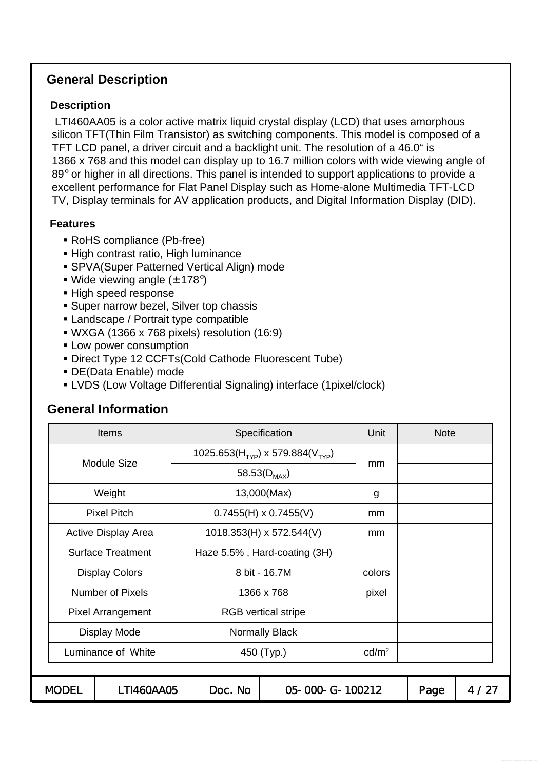## General Description

### Description

LTI460AA05 is a color active matrix liquid crystal display (LCD) that uses amorphous silicon TFT(Thin Film Transistor) as switching components. This model is composed of a TFT LCD panel, a driver circuit and a backlight unit. The resolution of a 46.0" is 1366 x 768 and this model can display up to 16.7 million colors with wide viewing angle of 89° or higher in all directions. This panel is intended to support applications to provide a excellent performance for Flat Panel Display such as Home-alone Multimedia TFT-LCD TV, Display terminals for AV application products, and Digital Information Display (DID).

### Features

- RoHS compliance (Pb-free)
- High contrast ratio, High luminance
- SPVA(Super Patterned Vertical Align) mode
- Wide viewing angle (±178°)
- High speed response
- Super narrow bezel, Silver top chassis
- Landscape / Portrait type compatible
- WXGA (1366 x 768 pixels) resolution (16:9)
- Low power consumption
- Direct Type 12 CCFTs(Cold Cathode Fluorescent Tube)
- DE(Data Enable) mode
- LVDS (Low Voltage Differential Signaling) interface (1pixel/clock)

## General Information

| Items | Specification | Unit | Note |
|---|---|---|---|
| Module Size | 1025.653($H_{TYP}$) x 579.884($V_{TYP}$) | mm | |
| | 58.53($D_{MAX}$) | | |
| Weight | 13,000(Max) | g | |
| Pixel Pitch | 0.7455(H) x 0.7455(V) | mm | |
| Active Display Area | 1018.353(H) x 572.544(V) | mm | |
| Surface Treatment | Haze 5.5% , Hard-coating (3H) | | |
| Display Colors | 8 bit - 16.7M | colors | |
| Number of Pixels | 1366 x 768 | pixel | |
| Pixel Arrangement | RGB vertical stripe | | |
| Display Mode | Normally Black | | |
| Luminance of White | 450 (Typ.) | $cd/m^2$ | |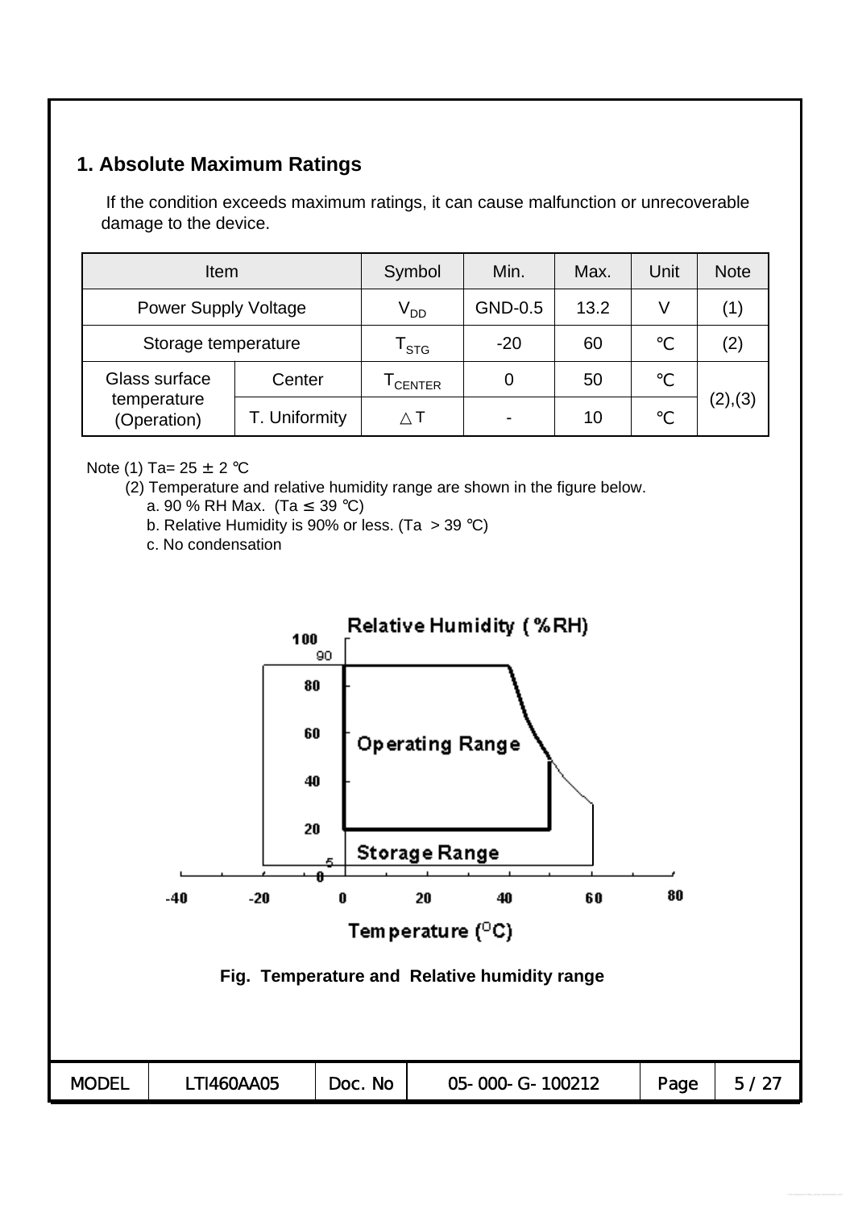## 1. Absolute Maximum Ratings

If the condition exceeds maximum ratings, it can cause malfunction or unrecoverable damage to the device.

| Item | | Symbol | Min. | Max. | Unit | Note |
|---|---|---|---|---|---|---|
| Power Supply Voltage | | $V_{DD}$ | GND-0.5 | 13.2 | V | (1) |
| Storage temperature | | $T_{STG}$ | -20 | 60 | ℃ | (2) |
| Glass surface temperature (Operation) | Center | $T_{CENTER}$ | 0 | 50 | ℃ | (2),(3) |
| | T. Uniformity | △T | - | 10 | ℃ | |

Note (1) Ta= 25 ± 2 ℃

(2) Temperature and relative humidity range are shown in the figure below.

a. 90 % RH Max. (Ta ≤ 39 ℃)

b. Relative Humidity is 90% or less. (Ta > 39 ℃)

c. No condensation

Fig. Temperature and Relative humidity range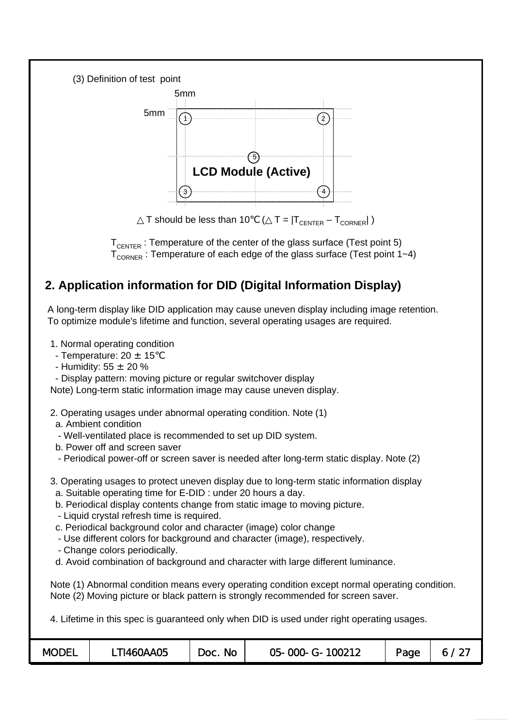(3) Definition of test point

5mm

5mm

① ②

⑤

**LCD Module (Active)**

③ ④

$\triangle$ T should be less than 10℃ ($\triangle T = |T_{CENTER} - T_{CORNER}|$ )

$T_{CENTER}$ : Temperature of the center of the glass surface (Test point 5)
$T_{CORNER}$ : Temperature of each edge of the glass surface (Test point 1~4)

## 2. Application information for DID (Digital Information Display)

A long-term display like DID application may cause uneven display including image retention.
To optimize module's lifetime and function, several operating usages are required.

1. Normal operating condition
   - Temperature: 20 ± 15℃
   - Humidity: 55 ± 20 %
   - Display pattern: moving picture or regular switchover display

   Note) Long-term static information image may cause uneven display.

2. Operating usages under abnormal operating condition. Note (1)
   a. Ambient condition
   - Well-ventilated place is recommended to set up DID system.

   b. Power off and screen saver
   - Periodical power-off or screen saver is needed after long-term static display. Note (2)

3. Operating usages to protect uneven display due to long-term static information display
   a. Suitable operating time for E-DID : under 20 hours a day.
   b. Periodical display contents change from static image to moving picture.
   - Liquid crystal refresh time is required.

   c. Periodical background color and character (image) color change
   - Use different colors for background and character (image), respectively.
   - Change colors periodically.

   d. Avoid combination of background and character with large different luminance.

Note (1) Abnormal condition means every operating condition except normal operating condition.
Note (2) Moving picture or black pattern is strongly recommended for screen saver.

4. Lifetime in this spec is guaranteed only when DID is used under right operating usages.

| MODEL | LTI460AA05 | Doc. No | 05-000-G-100212 | Page | 6 / 27 |
|---|---|---|---|---|---|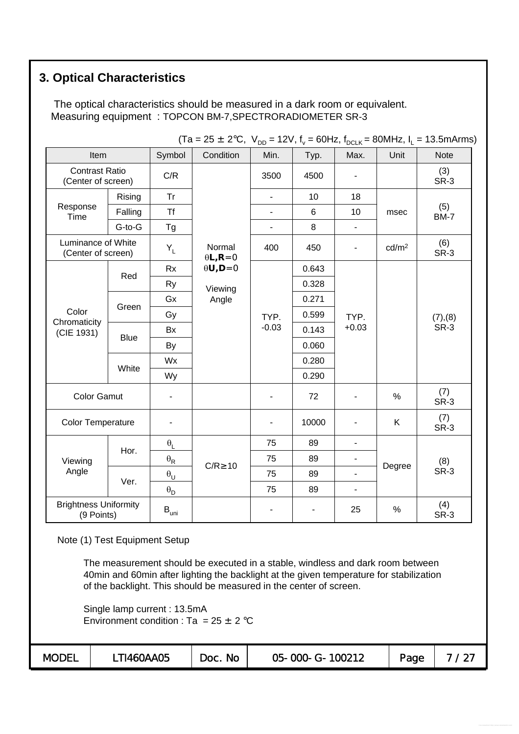## 3. Optical Characteristics

The optical characteristics should be measured in a dark room or equivalent.
Measuring equipment : TOPCON BM-7,SPECTRORADIOMETER SR-3

(Ta = 25 ± 2℃, $V_{DD}$ = 12V, $f_v$ = 60Hz, $f_{DCLK}$ = 80MHz, $I_L$ = 13.5mArms)

| Item | | Symbol | Condition | Min. | Typ. | Max. | Unit | Note |
|---|---|---|---|---|---|---|---|---|
| Contrast Ratio (Center of screen) | | C/R | Normal $\theta$L,R=0 $\theta$U,D=0 Viewing Angle | 3500 | 4500 | - | | (3) SR-3 |
| Response Time | Rising | Tr | | - | 10 | 18 | msec | (5) BM-7 |
| | Falling | Tf | | - | 6 | 10 | | |
| | G-to-G | Tg | | - | 8 | - | | |
| Luminance of White (Center of screen) | | $Y_L$ | | 400 | 450 | - | cd/m² | (6) SR-3 |
| Color Chromaticity (CIE 1931) | Red | Rx | | TYP. -0.03 | 0.643 | TYP. +0.03 | | (7),(8) SR-3 |
| | | Ry | | | 0.328 | | | |
| | Green | Gx | | | 0.271 | | | |
| | | Gy | | | 0.599 | | | |
| | Blue | Bx | | | 0.143 | | | |
| | | By | | | 0.060 | | | |
| | White | Wx | | | 0.280 | | | |
| | | Wy | | | 0.290 | | | |
| Color Gamut | | - | | - | 72 | - | % | (7) SR-3 |
| Color Temperature | | - | | - | 10000 | - | K | (7) SR-3 |
| Viewing Angle | Hor. | $\theta_L$ | C/R≥10 | 75 | 89 | - | Degree | (8) SR-3 |
| | | $\theta_R$ | | 75 | 89 | - | | |
| | Ver. | $\theta_U$ | | 75 | 89 | - | | |
| | | $\theta_D$ | | 75 | 89 | - | | |
| Brightness Uniformity (9 Points) | | $B_{uni}$ | | - | - | 25 | % | (4) SR-3 |

Note (1) Test Equipment Setup

The measurement should be executed in a stable, windless and dark room between 40min and 60min after lighting the backlight at the given temperature for stabilization of the backlight. This should be measured in the center of screen.

Single lamp current : 13.5mA
Environment condition : Ta = 25 ± 2 ℃

| MODEL | LTI460AA05 | Doc. No | 05-000-G-100212 |
|---|---|---|---|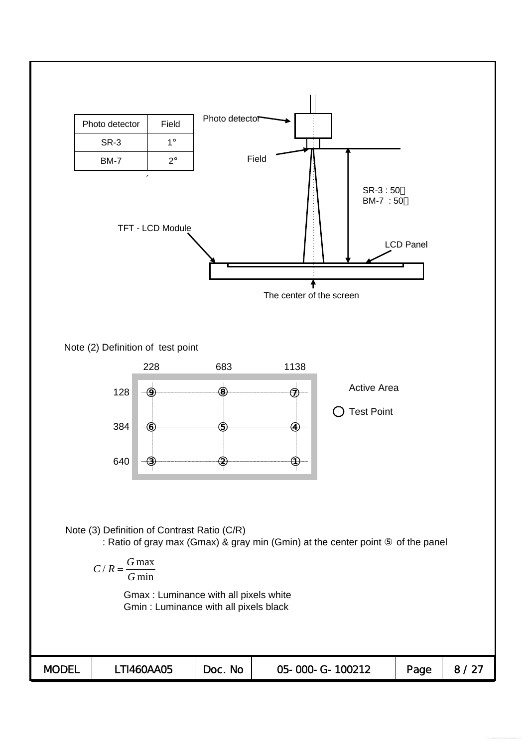| Photo detector | Field |
| --- | --- |
| SR-3 | 1° |
| BM-7 | 2° |

Photo detector

Field

SR-3 : 50㎝
BM-7 : 50㎝

TFT - LCD Module

LCD Panel

The center of the screen

Note (2) Definition of test point

| | 228 | 683 | 1138 |
| --- | --- | --- | --- |
| 128 | ⑨ | ⑧ | ⑦ |
| 384 | ⑥ | ⑤ | ④ |
| 640 | ③ | ② | ① |

Active Area

○ Test Point

Note (3) Definition of Contrast Ratio (C/R)

: Ratio of gray max (Gmax) & gray min (Gmin) at the center point ⑤ of the panel

$$C/R = \frac{G\max}{G\min}$$

Gmax : Luminance with all pixels white
Gmin : Luminance with all pixels black

| MODEL | LTI460AA05 | Doc. No | 05-000-G-100212 |
| --- | --- | --- | --- |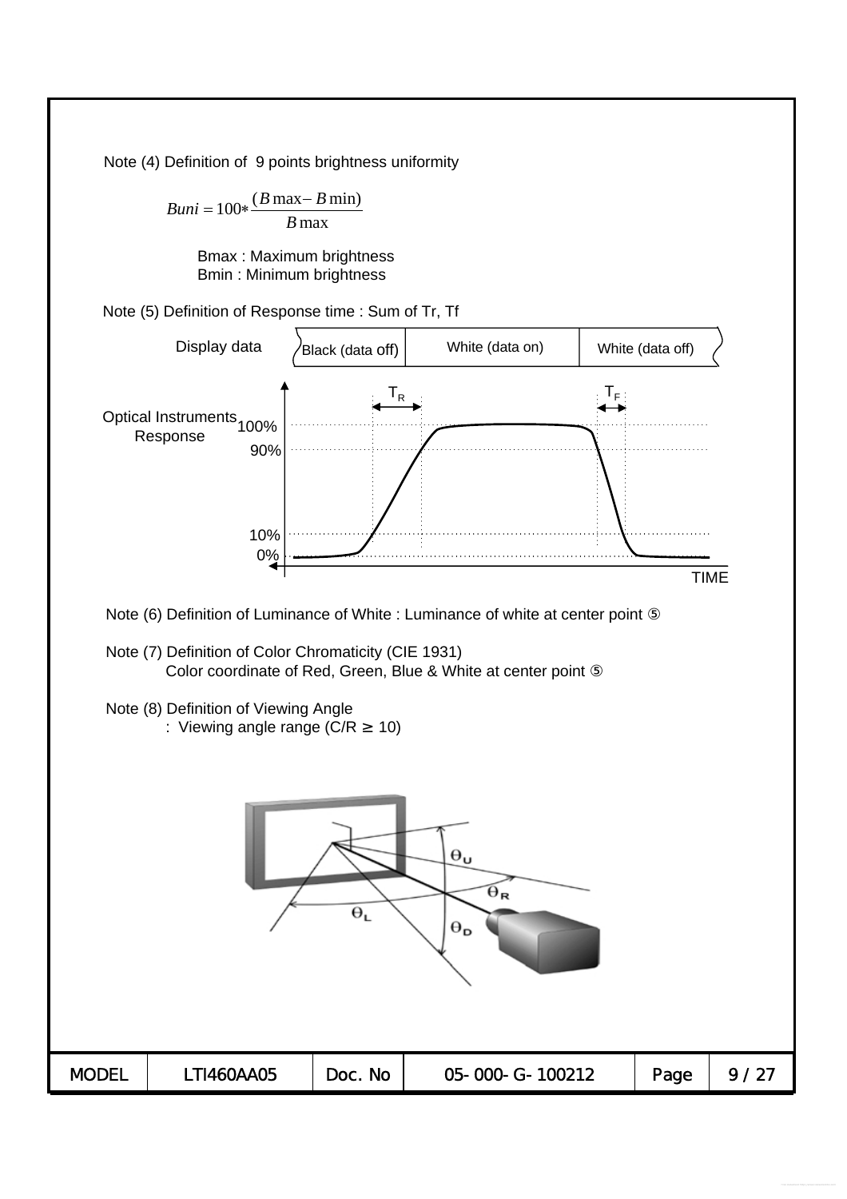Note (4) Definition of 9 points brightness uniformity

$$Buni = 100 * \frac{(B\max - B\min)}{B\max}$$

Bmax : Maximum brightness
Bmin : Minimum brightness

Note (5) Definition of Response time : Sum of Tr, Tf

Display data: Black (data off) | White (data on) | White (data off)

Optical Instruments Response: 100%, 90%, 10%, 0% — $T_R$, $T_F$ — TIME

Note (6) Definition of Luminance of White : Luminance of white at center point ⑤

Note (7) Definition of Color Chromaticity (CIE 1931)
Color coordinate of Red, Green, Blue & White at center point ⑤

Note (8) Definition of Viewing Angle
: Viewing angle range (C/R ≥ 10)

$\Theta_U$, $\Theta_R$, $\Theta_L$, $\Theta_D$

| MODEL | LTI460AA05 | Doc. No | 05-000-G-100212 |
|---|---|---|---|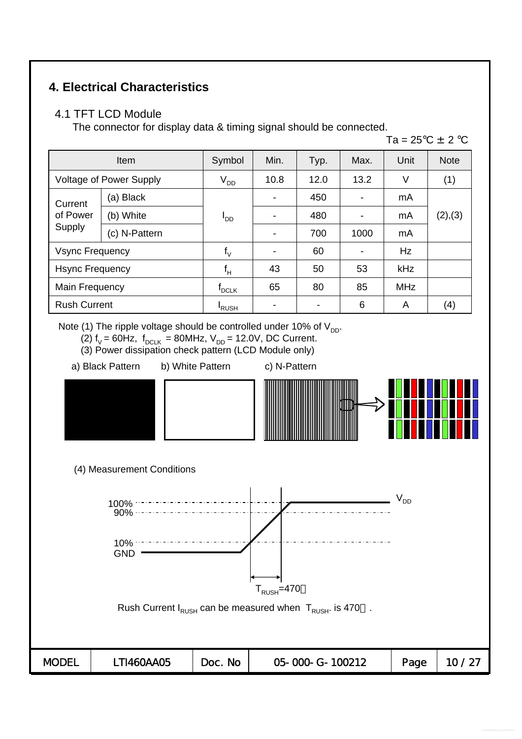## 4. Electrical Characteristics

### 4.1 TFT LCD Module

The connector for display data & timing signal should be connected.

Ta = 25℃ ± 2 ℃

| Item | | Symbol | Min. | Typ. | Max. | Unit | Note |
|---|---|---|---|---|---|---|---|
| Voltage of Power Supply | | $V_{DD}$ | 10.8 | 12.0 | 13.2 | V | (1) |
| Current of Power Supply | (a) Black | $I_{DD}$ | - | 450 | - | mA | (2),(3) |
| | (b) White | | - | 480 | - | mA | |
| | (c) N-Pattern | | - | 700 | 1000 | mA | |
| Vsync Frequency | | $f_V$ | - | 60 | - | Hz | |
| Hsync Frequency | | $f_H$ | 43 | 50 | 53 | kHz | |
| Main Frequency | | $f_{DCLK}$ | 65 | 80 | 85 | MHz | |
| Rush Current | | $I_{RUSH}$ | - | - | 6 | A | (4) |

Note (1) The ripple voltage should be controlled under 10% of $V_{DD}$.

(2) $f_V$ = 60Hz, $f_{DCLK}$ = 80MHz, $V_{DD}$ = 12.0V, DC Current.

(3) Power dissipation check pattern (LCD Module only)

a) Black Pattern  b) White Pattern  c) N-Pattern

(4) Measurement Conditions

100%, 90%, 10%, GND, $V_{DD}$, $T_{RUSH}$=470

Rush Current $I_{RUSH}$ can be measured when $T_{RUSH}$. is 470 .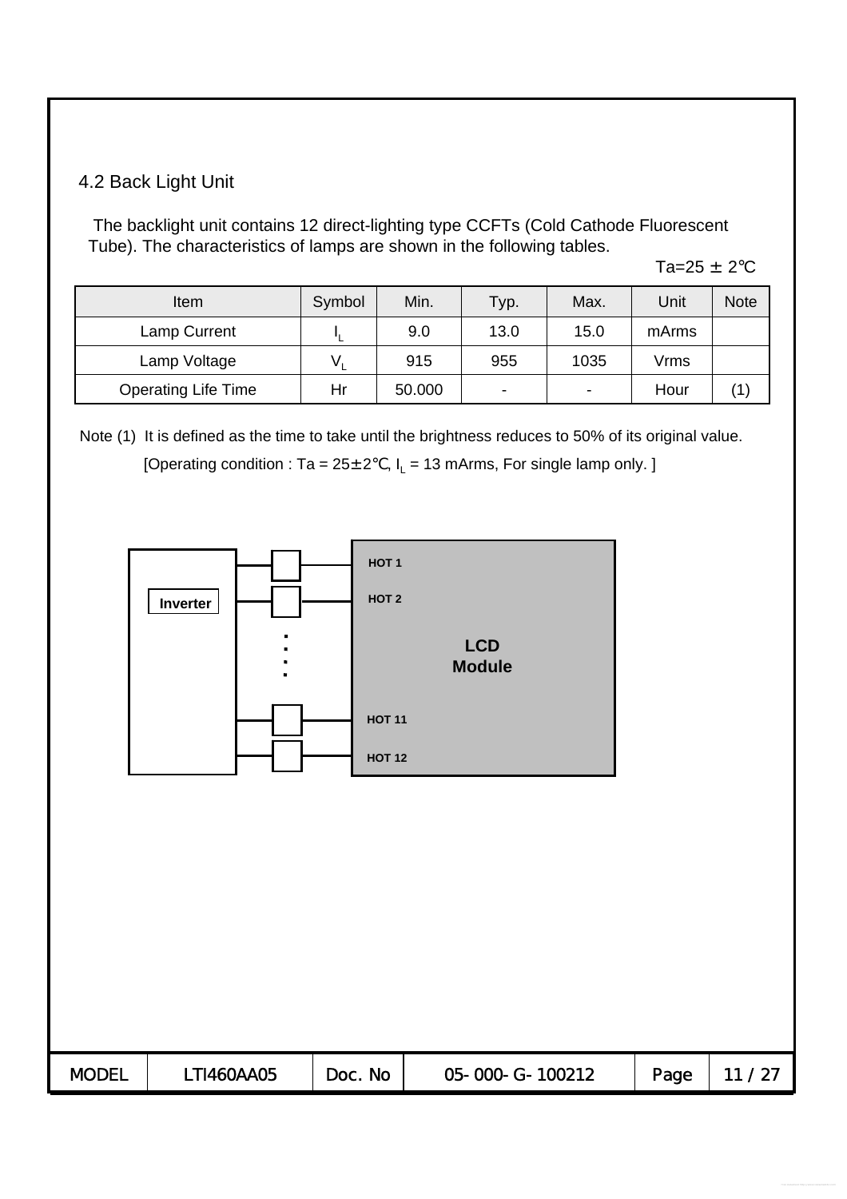### 4.2 Back Light Unit

The backlight unit contains 12 direct-lighting type CCFTs (Cold Cathode Fluorescent Tube). The characteristics of lamps are shown in the following tables.

Ta=25 ± 2℃

| Item | Symbol | Min. | Typ. | Max. | Unit | Note |
|---|---|---|---|---|---|---|
| Lamp Current | $I_L$ | 9.0 | 13.0 | 15.0 | mArms | |
| Lamp Voltage | $V_L$ | 915 | 955 | 1035 | Vrms | |
| Operating Life Time | Hr | 50.000 | - | - | Hour | (1) |

Note (1) It is defined as the time to take until the brightness reduces to 50% of its original value.
[Operating condition : Ta = 25±2℃, $I_L$ = 13 mArms, For single lamp only. ]

Inverter

HOT 1
HOT 2
HOT 11
HOT 12

LCD Module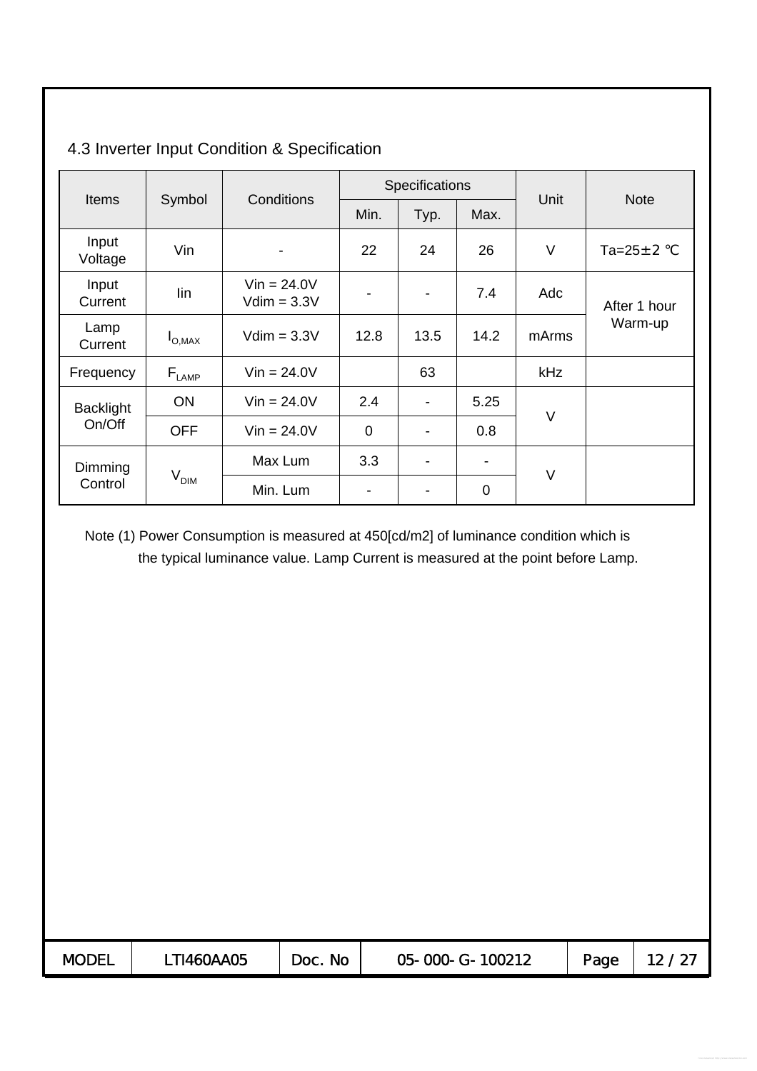## 4.3 Inverter Input Condition & Specification

| Items | Symbol | Conditions | Specifications | | | Unit | Note |
|---|---|---|---|---|---|---|---|
| | | | Min. | Typ. | Max. | | |
| Input Voltage | Vin | - | 22 | 24 | 26 | V | Ta=25±2 ℃ |
| Input Current | Iin | Vin = 24.0V Vdim = 3.3V | - | - | 7.4 | Adc | After 1 hour Warm-up |
| Lamp Current | $I_{O,MAX}$ | Vdim = 3.3V | 12.8 | 13.5 | 14.2 | mArms | |
| Frequency | $F_{LAMP}$ | Vin = 24.0V | | 63 | | kHz | |
| Backlight On/Off | ON | Vin = 24.0V | 2.4 | - | 5.25 | V | |
| | OFF | Vin = 24.0V | 0 | - | 0.8 | | |
| Dimming Control | $V_{DIM}$ | Max Lum | 3.3 | - | - | V | |
| | | Min. Lum | - | - | 0 | | |

Note (1) Power Consumption is measured at 450[cd/m2] of luminance condition which is the typical luminance value. Lamp Current is measured at the point before Lamp.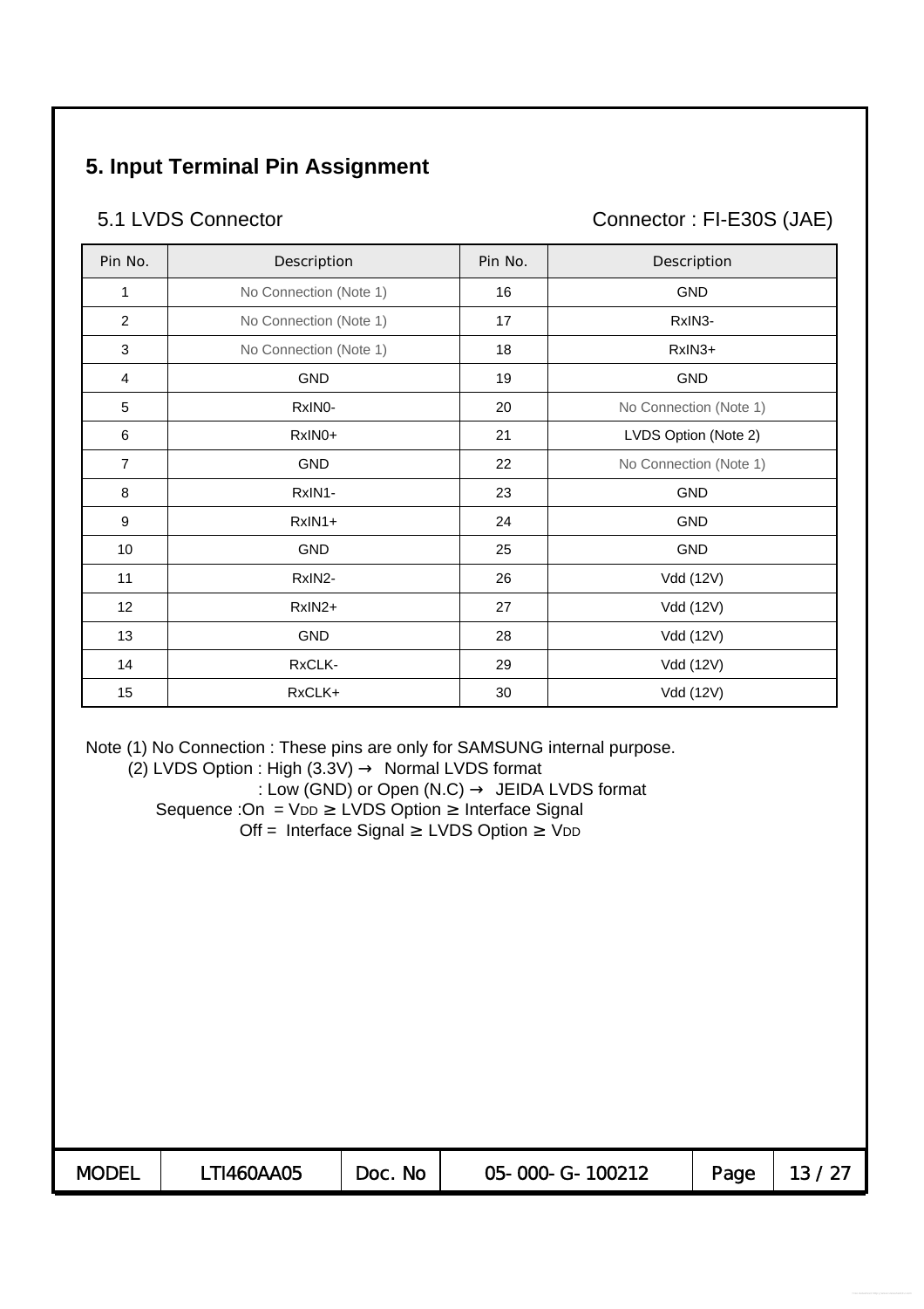## 5. Input Terminal Pin Assignment

### 5.1 LVDS Connector

Connector : FI-E30S (JAE)

| Pin No. | Description | Pin No. | Description |
|---|---|---|---|
| 1 | No Connection (Note 1) | 16 | GND |
| 2 | No Connection (Note 1) | 17 | RxIN3- |
| 3 | No Connection (Note 1) | 18 | RxIN3+ |
| 4 | GND | 19 | GND |
| 5 | RxIN0- | 20 | No Connection (Note 1) |
| 6 | RxIN0+ | 21 | LVDS Option (Note 2) |
| 7 | GND | 22 | No Connection (Note 1) |
| 8 | RxIN1- | 23 | GND |
| 9 | RxIN1+ | 24 | GND |
| 10 | GND | 25 | GND |
| 11 | RxIN2- | 26 | Vdd (12V) |
| 12 | RxIN2+ | 27 | Vdd (12V) |
| 13 | GND | 28 | Vdd (12V) |
| 14 | RxCLK- | 29 | Vdd (12V) |
| 15 | RxCLK+ | 30 | Vdd (12V) |

Note (1) No Connection : These pins are only for SAMSUNG internal purpose.

(2) LVDS Option : High (3.3V) → Normal LVDS format

: Low (GND) or Open (N.C) → JEIDA LVDS format

Sequence :On = $V_{DD}$ ≥ LVDS Option ≥ Interface Signal

Off = Interface Signal ≥ LVDS Option ≥ $V_{DD}$

| MODEL | LTI460AA05 | Doc. No | 05-000-G-100212 |
|---|---|---|---|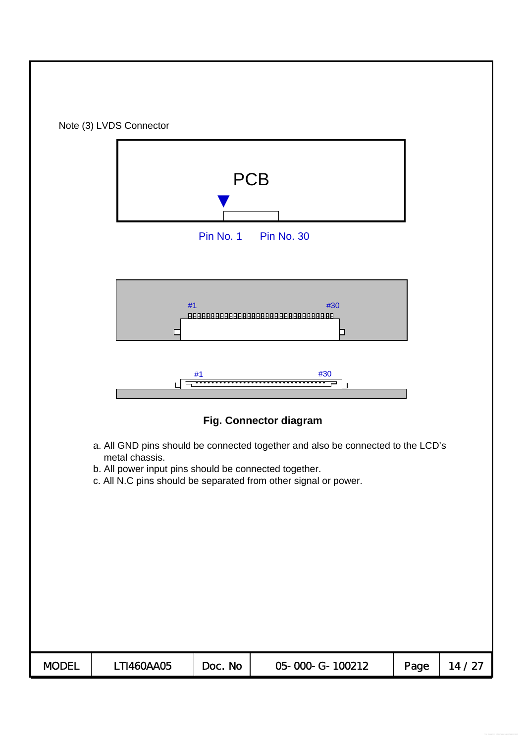Note (3) LVDS Connector

PCB

Pin No. 1 Pin No. 30

#1 #30

#1 #30

**Fig. Connector diagram**

a. All GND pins should be connected together and also be connected to the LCD's metal chassis.
b. All power input pins should be connected together.
c. All N.C pins should be separated from other signal or power.

| MODEL | LTI460AA05 | Doc. No | 05-000-G-100212 | Page | 14 / 27 |
| --- | --- | --- | --- | --- | --- |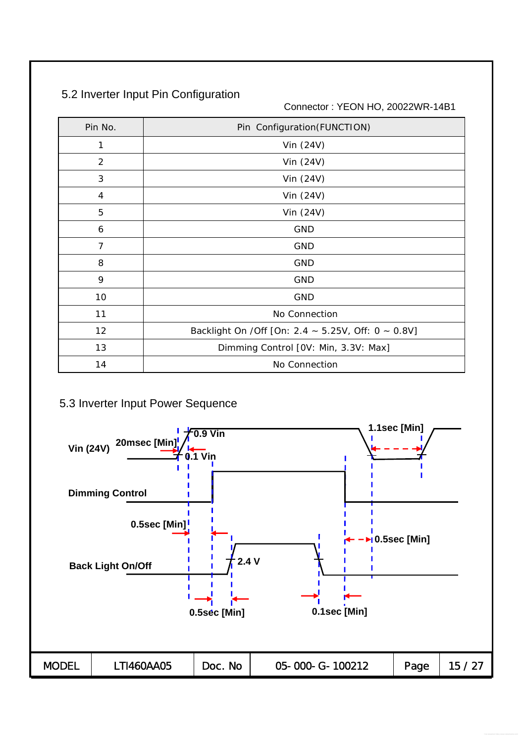## 5.2 Inverter Input Pin Configuration

Connector : YEON HO, 20022WR-14B1

| Pin No. | Pin Configuration(FUNCTION) |
|---|---|
| 1 | Vin (24V) |
| 2 | Vin (24V) |
| 3 | Vin (24V) |
| 4 | Vin (24V) |
| 5 | Vin (24V) |
| 6 | GND |
| 7 | GND |
| 8 | GND |
| 9 | GND |
| 10 | GND |
| 11 | No Connection |
| 12 | Backlight On /Off [On: 2.4 ~ 5.25V, Off: 0 ~ 0.8V] |
| 13 | Dimming Control [0V: Min, 3.3V: Max] |
| 14 | No Connection |

## 5.3 Inverter Input Power Sequence

Vin (24V) 20msec [Min] 0.9 Vin 0.1 Vin 1.1sec [Min]

Dimming Control

0.5sec [Min] 0.5sec [Min]

Back Light On/Off 2.4 V

0.5sec [Min] 0.1sec [Min]

| MODEL | LTI460AA05 | Doc. No | 05-000-G-100212 |
|---|---|---|---|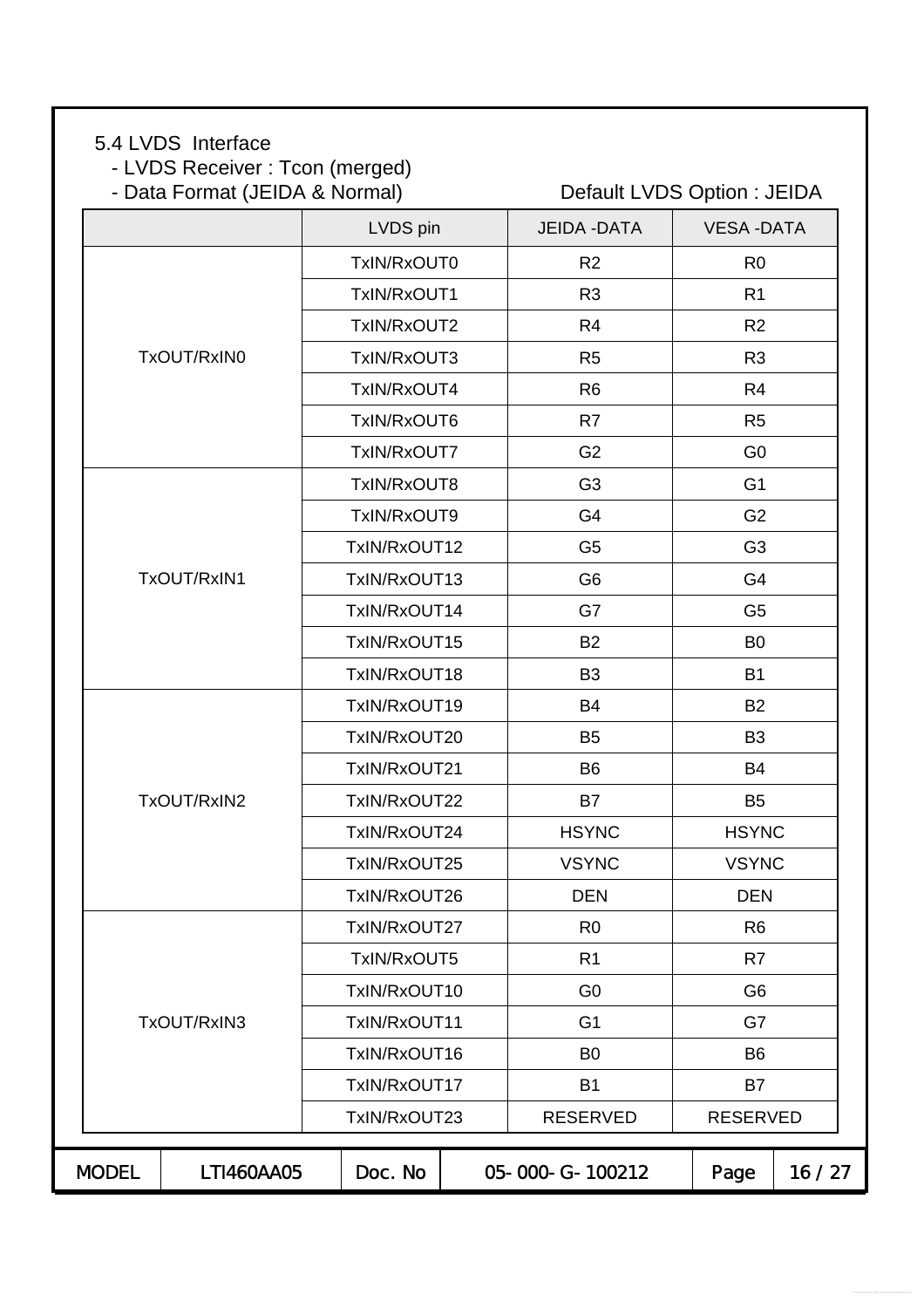5.4 LVDS Interface

- LVDS Receiver : Tcon (merged)
- Data Format (JEIDA & Normal)　　　　Default LVDS Option : JEIDA

| | LVDS pin | JEIDA -DATA | VESA -DATA |
|---|---|---|---|
| TxOUT/RxIN0 | TxIN/RxOUT0 | R2 | R0 |
| | TxIN/RxOUT1 | R3 | R1 |
| | TxIN/RxOUT2 | R4 | R2 |
| | TxIN/RxOUT3 | R5 | R3 |
| | TxIN/RxOUT4 | R6 | R4 |
| | TxIN/RxOUT6 | R7 | R5 |
| | TxIN/RxOUT7 | G2 | G0 |
| TxOUT/RxIN1 | TxIN/RxOUT8 | G3 | G1 |
| | TxIN/RxOUT9 | G4 | G2 |
| | TxIN/RxOUT12 | G5 | G3 |
| | TxIN/RxOUT13 | G6 | G4 |
| | TxIN/RxOUT14 | G7 | G5 |
| | TxIN/RxOUT15 | B2 | B0 |
| | TxIN/RxOUT18 | B3 | B1 |
| TxOUT/RxIN2 | TxIN/RxOUT19 | B4 | B2 |
| | TxIN/RxOUT20 | B5 | B3 |
| | TxIN/RxOUT21 | B6 | B4 |
| | TxIN/RxOUT22 | B7 | B5 |
| | TxIN/RxOUT24 | HSYNC | HSYNC |
| | TxIN/RxOUT25 | VSYNC | VSYNC |
| | TxIN/RxOUT26 | DEN | DEN |
| TxOUT/RxIN3 | TxIN/RxOUT27 | R0 | R6 |
| | TxIN/RxOUT5 | R1 | R7 |
| | TxIN/RxOUT10 | G0 | G6 |
| | TxIN/RxOUT11 | G1 | G7 |
| | TxIN/RxOUT16 | B0 | B6 |
| | TxIN/RxOUT17 | B1 | B7 |
| | TxIN/RxOUT23 | RESERVED | RESERVED |

| MODEL | LTI460AA05 | Doc. No | 05-000-G-100212 |
|---|---|---|---|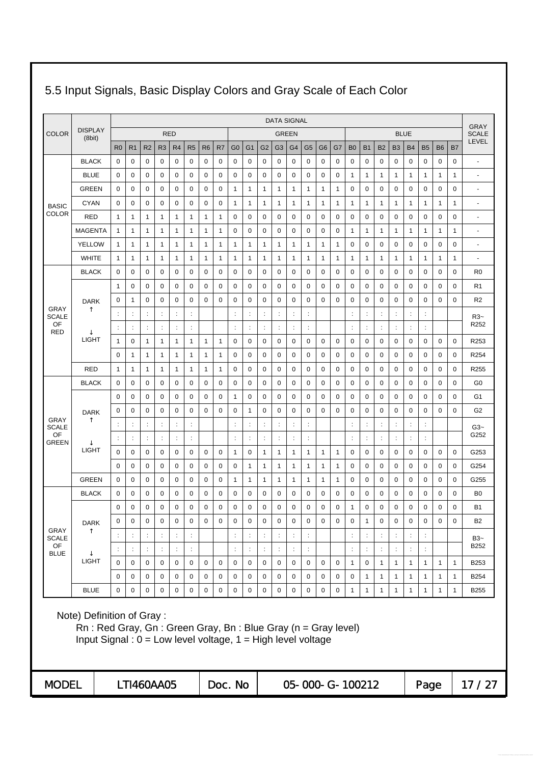## 5.5 Input Signals, Basic Display Colors and Gray Scale of Each Color

| COLOR | DISPLAY (8bit) | DATA SIGNAL | | | | | | | | | | | | | | | | | | | | | | | | GRAY SCALE LEVEL |
|---|---|---|---|---|---|---|---|---|---|---|---|---|---|---|---|---|---|---|---|---|---|---|---|---|---|---|
| | | RED | | | | | | | | GREEN | | | | | | | | BLUE | | | | | | | | |
| | | R0 | R1 | R2 | R3 | R4 | R5 | R6 | R7 | G0 | G1 | G2 | G3 | G4 | G5 | G6 | G7 | B0 | B1 | B2 | B3 | B4 | B5 | B6 | B7 | |
| BASIC COLOR | BLACK | 0 | 0 | 0 | 0 | 0 | 0 | 0 | 0 | 0 | 0 | 0 | 0 | 0 | 0 | 0 | 0 | 0 | 0 | 0 | 0 | 0 | 0 | 0 | 0 | - |
| | BLUE | 0 | 0 | 0 | 0 | 0 | 0 | 0 | 0 | 0 | 0 | 0 | 0 | 0 | 0 | 0 | 0 | 1 | 1 | 1 | 1 | 1 | 1 | 1 | 1 | - |
| | GREEN | 0 | 0 | 0 | 0 | 0 | 0 | 0 | 0 | 1 | 1 | 1 | 1 | 1 | 1 | 1 | 1 | 0 | 0 | 0 | 0 | 0 | 0 | 0 | 0 | - |
| | CYAN | 0 | 0 | 0 | 0 | 0 | 0 | 0 | 0 | 1 | 1 | 1 | 1 | 1 | 1 | 1 | 1 | 1 | 1 | 1 | 1 | 1 | 1 | 1 | 1 | - |
| | RED | 1 | 1 | 1 | 1 | 1 | 1 | 1 | 1 | 0 | 0 | 0 | 0 | 0 | 0 | 0 | 0 | 0 | 0 | 0 | 0 | 0 | 0 | 0 | 0 | - |
| | MAGENTA | 1 | 1 | 1 | 1 | 1 | 1 | 1 | 1 | 0 | 0 | 0 | 0 | 0 | 0 | 0 | 0 | 1 | 1 | 1 | 1 | 1 | 1 | 1 | 1 | - |
| | YELLOW | 1 | 1 | 1 | 1 | 1 | 1 | 1 | 1 | 1 | 1 | 1 | 1 | 1 | 1 | 1 | 1 | 0 | 0 | 0 | 0 | 0 | 0 | 0 | 0 | - |
| | WHITE | 1 | 1 | 1 | 1 | 1 | 1 | 1 | 1 | 1 | 1 | 1 | 1 | 1 | 1 | 1 | 1 | 1 | 1 | 1 | 1 | 1 | 1 | 1 | 1 | - |
| GRAY SCALE OF RED | BLACK | 0 | 0 | 0 | 0 | 0 | 0 | 0 | 0 | 0 | 0 | 0 | 0 | 0 | 0 | 0 | 0 | 0 | 0 | 0 | 0 | 0 | 0 | 0 | 0 | R0 |
| | DARK | 1 | 0 | 0 | 0 | 0 | 0 | 0 | 0 | 0 | 0 | 0 | 0 | 0 | 0 | 0 | 0 | 0 | 0 | 0 | 0 | 0 | 0 | 0 | 0 | R1 |
| | | 0 | 1 | 0 | 0 | 0 | 0 | 0 | 0 | 0 | 0 | 0 | 0 | 0 | 0 | 0 | 0 | 0 | 0 | 0 | 0 | 0 | 0 | 0 | 0 | R2 |
| | ↑ | : | : | : | : | : | : | | | : | : | : | : | : | : | | | : | : | : | : | : | : | | | R3~ R252 |
| | ↓ | : | : | : | : | : | : | | | : | : | : | : | : | : | | | : | : | : | : | : | : | | | |
| | LIGHT | 1 | 0 | 1 | 1 | 1 | 1 | 1 | 1 | 0 | 0 | 0 | 0 | 0 | 0 | 0 | 0 | 0 | 0 | 0 | 0 | 0 | 0 | 0 | 0 | R253 |
| | | 0 | 1 | 1 | 1 | 1 | 1 | 1 | 1 | 0 | 0 | 0 | 0 | 0 | 0 | 0 | 0 | 0 | 0 | 0 | 0 | 0 | 0 | 0 | 0 | R254 |
| | RED | 1 | 1 | 1 | 1 | 1 | 1 | 1 | 1 | 0 | 0 | 0 | 0 | 0 | 0 | 0 | 0 | 0 | 0 | 0 | 0 | 0 | 0 | 0 | 0 | R255 |
| GRAY SCALE OF GREEN | BLACK | 0 | 0 | 0 | 0 | 0 | 0 | 0 | 0 | 0 | 0 | 0 | 0 | 0 | 0 | 0 | 0 | 0 | 0 | 0 | 0 | 0 | 0 | 0 | 0 | G0 |
| | DARK | 0 | 0 | 0 | 0 | 0 | 0 | 0 | 0 | 1 | 0 | 0 | 0 | 0 | 0 | 0 | 0 | 0 | 0 | 0 | 0 | 0 | 0 | 0 | 0 | G1 |
| | | 0 | 0 | 0 | 0 | 0 | 0 | 0 | 0 | 0 | 1 | 0 | 0 | 0 | 0 | 0 | 0 | 0 | 0 | 0 | 0 | 0 | 0 | 0 | 0 | G2 |
| | ↑ | : | : | : | : | : | : | | | : | : | : | : | : | : | | | : | : | : | : | : | : | | | G3~ G252 |
| | ↓ | : | : | : | : | : | : | | | : | : | : | : | : | : | | | : | : | : | : | : | : | | | |
| | LIGHT | 0 | 0 | 0 | 0 | 0 | 0 | 0 | 0 | 1 | 0 | 1 | 1 | 1 | 1 | 1 | 1 | 0 | 0 | 0 | 0 | 0 | 0 | 0 | 0 | G253 |
| | | 0 | 0 | 0 | 0 | 0 | 0 | 0 | 0 | 0 | 1 | 1 | 1 | 1 | 1 | 1 | 1 | 0 | 0 | 0 | 0 | 0 | 0 | 0 | 0 | G254 |
| | GREEN | 0 | 0 | 0 | 0 | 0 | 0 | 0 | 0 | 1 | 1 | 1 | 1 | 1 | 1 | 1 | 1 | 0 | 0 | 0 | 0 | 0 | 0 | 0 | 0 | G255 |
| GRAY SCALE OF BLUE | BLACK | 0 | 0 | 0 | 0 | 0 | 0 | 0 | 0 | 0 | 0 | 0 | 0 | 0 | 0 | 0 | 0 | 0 | 0 | 0 | 0 | 0 | 0 | 0 | 0 | B0 |
| | DARK | 0 | 0 | 0 | 0 | 0 | 0 | 0 | 0 | 0 | 0 | 0 | 0 | 0 | 0 | 0 | 0 | 1 | 0 | 0 | 0 | 0 | 0 | 0 | 0 | B1 |
| | | 0 | 0 | 0 | 0 | 0 | 0 | 0 | 0 | 0 | 0 | 0 | 0 | 0 | 0 | 0 | 0 | 0 | 1 | 0 | 0 | 0 | 0 | 0 | 0 | B2 |
| | ↑ | : | : | : | : | : | : | | | : | : | : | : | : | : | | | : | : | : | : | : | : | | | B3~ B252 |
| | ↓ | : | : | : | : | : | : | | | : | : | : | : | : | : | | | : | : | : | : | : | : | | | |
| | LIGHT | 0 | 0 | 0 | 0 | 0 | 0 | 0 | 0 | 0 | 0 | 0 | 0 | 0 | 0 | 0 | 0 | 1 | 0 | 1 | 1 | 1 | 1 | 1 | 1 | B253 |
| | | 0 | 0 | 0 | 0 | 0 | 0 | 0 | 0 | 0 | 0 | 0 | 0 | 0 | 0 | 0 | 0 | 0 | 1 | 1 | 1 | 1 | 1 | 1 | 1 | B254 |
| | BLUE | 0 | 0 | 0 | 0 | 0 | 0 | 0 | 0 | 0 | 0 | 0 | 0 | 0 | 0 | 0 | 0 | 1 | 1 | 1 | 1 | 1 | 1 | 1 | 1 | B255 |

Note) Definition of Gray :

Rn : Red Gray, Gn : Green Gray, Bn : Blue Gray (n = Gray level)

Input Signal : 0 = Low level voltage, 1 = High level voltage

| MODEL | LTI460AA05 | Doc. No | 05-000-G-100212 |
|---|---|---|---|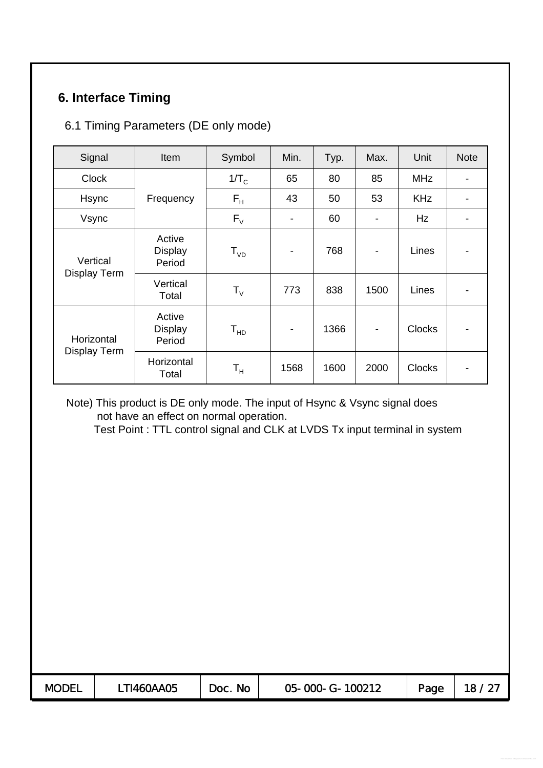## 6. Interface Timing

### 6.1 Timing Parameters (DE only mode)

| Signal | Item | Symbol | Min. | Typ. | Max. | Unit | Note |
|---|---|---|---|---|---|---|---|
| Clock | Frequency | $1/T_C$ | 65 | 80 | 85 | MHz | - |
| Hsync | | $F_H$ | 43 | 50 | 53 | KHz | - |
| Vsync | | $F_V$ | - | 60 | - | Hz | - |
| Vertical Display Term | Active Display Period | $T_{VD}$ | - | 768 | - | Lines | - |
| | Vertical Total | $T_V$ | 773 | 838 | 1500 | Lines | - |
| Horizontal Display Term | Active Display Period | $T_{HD}$ | - | 1366 | - | Clocks | - |
| | Horizontal Total | $T_H$ | 1568 | 1600 | 2000 | Clocks | - |

Note) This product is DE only mode. The input of Hsync & Vsync signal does not have an effect on normal operation.
Test Point : TTL control signal and CLK at LVDS Tx input terminal in system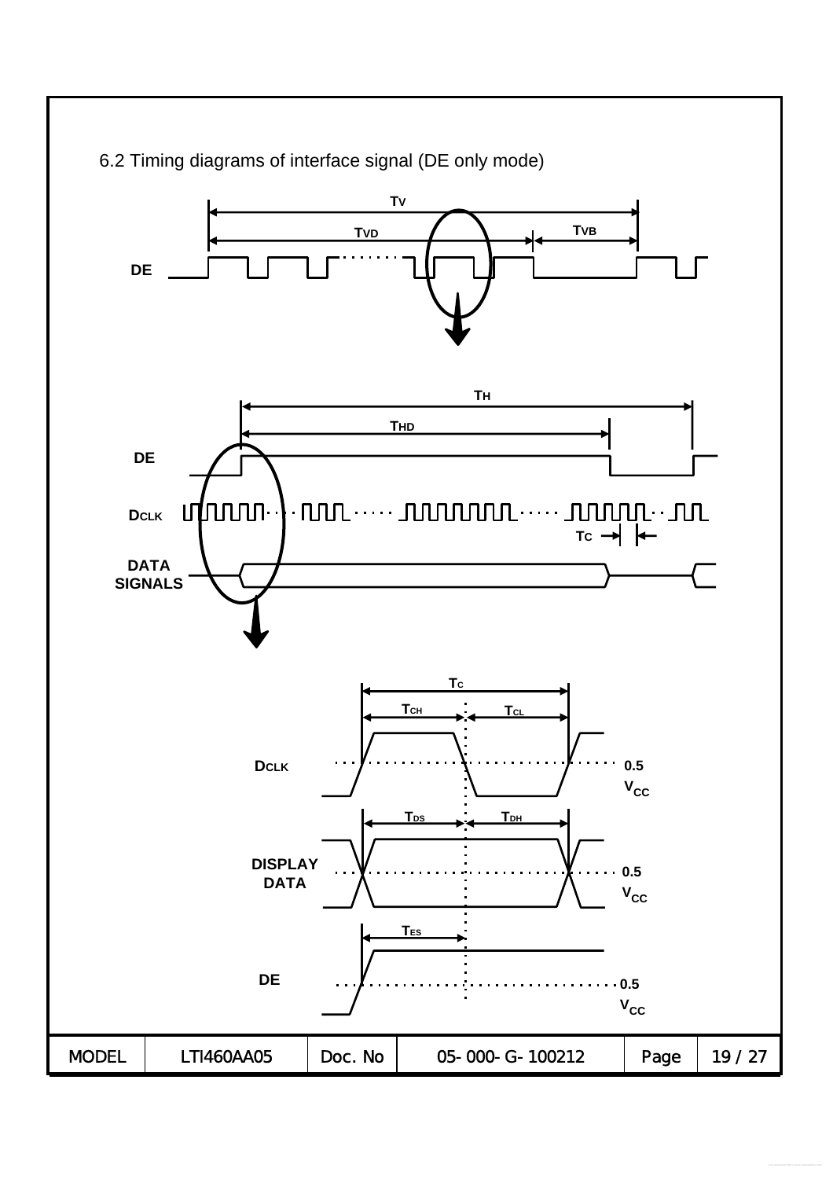## 6.2 Timing diagrams of interface signal (DE only mode)

$T_V$

$T_{VD}$ $T_{VB}$

DE

$T_H$

$T_{HD}$

DE

$D_{CLK}$

$T_C$

DATA SIGNALS

$T_C$

$T_{CH}$ $T_{CL}$

$D_{CLK}$ 0.5 $V_{CC}$

$T_{DS}$ $T_{DH}$

DISPLAY DATA 0.5 $V_{CC}$

$T_{ES}$

DE 0.5 $V_{CC}$

| MODEL | LTI460AA05 | Doc. No | 05-000-G-100212 | Page | 19 / 27 |
| --- | --- | --- | --- | --- | --- |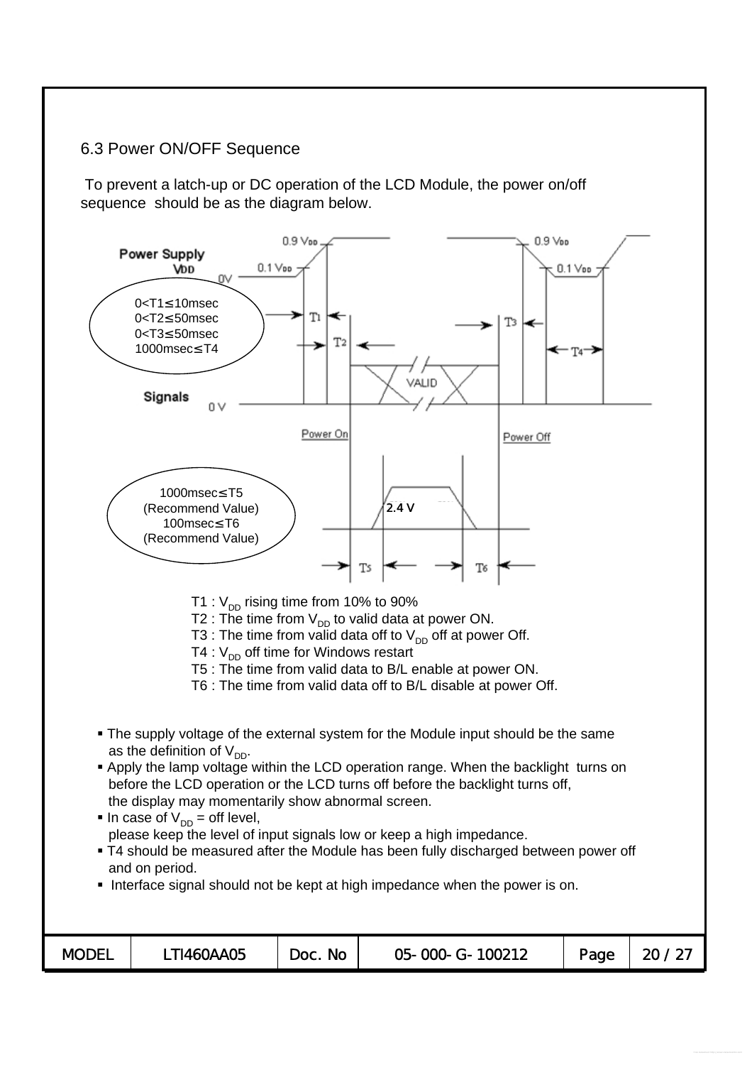## 6.3 Power ON/OFF Sequence

To prevent a latch-up or DC operation of the LCD Module, the power on/off sequence should be as the diagram below.

Power Supply VDD

0<T1≤10msec
0<T2≤50msec
0<T3≤50msec
1000msec≤T4

Signals

1000msec≤T5 (Recommend Value)
100msec≤T6 (Recommend Value)

T1 : $V_{DD}$ rising time from 10% to 90%
T2 : The time from $V_{DD}$ to valid data at power ON.
T3 : The time from valid data off to $V_{DD}$ off at power Off.
T4 : $V_{DD}$ off time for Windows restart
T5 : The time from valid data to B/L enable at power ON.
T6 : The time from valid data off to B/L disable at power Off.

- The supply voltage of the external system for the Module input should be the same as the definition of $V_{DD}$.
- Apply the lamp voltage within the LCD operation range. When the backlight turns on before the LCD operation or the LCD turns off before the backlight turns off, the display may momentarily show abnormal screen.
- In case of $V_{DD}$ = off level, please keep the level of input signals low or keep a high impedance.
- T4 should be measured after the Module has been fully discharged between power off and on period.
- Interface signal should not be kept at high impedance when the power is on.

| MODEL | LTI460AA05 | Doc. No | 05-000-G-100212 | Page | 20 / 27 |
|---|---|---|---|---|---|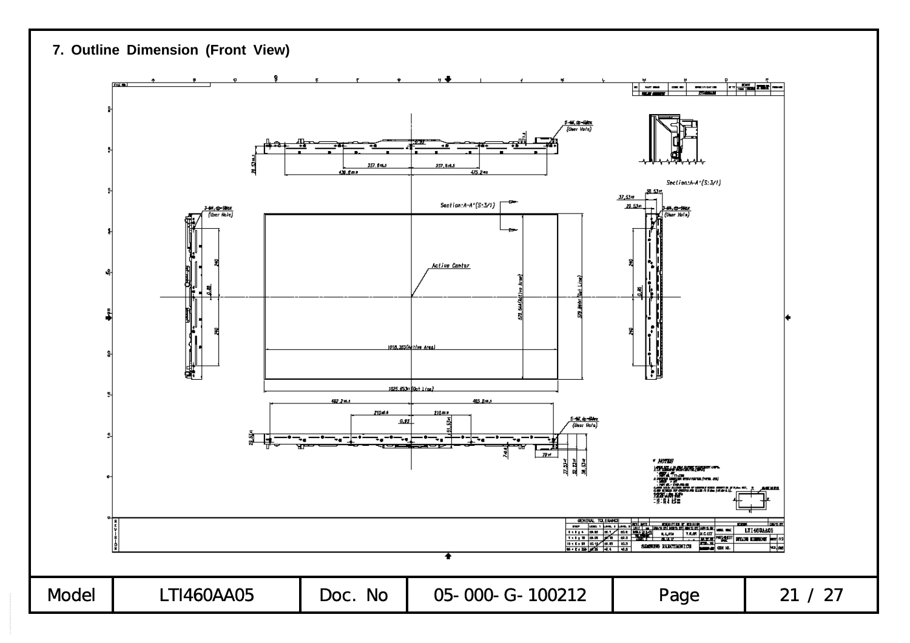## 7. Outline Dimension (Front View)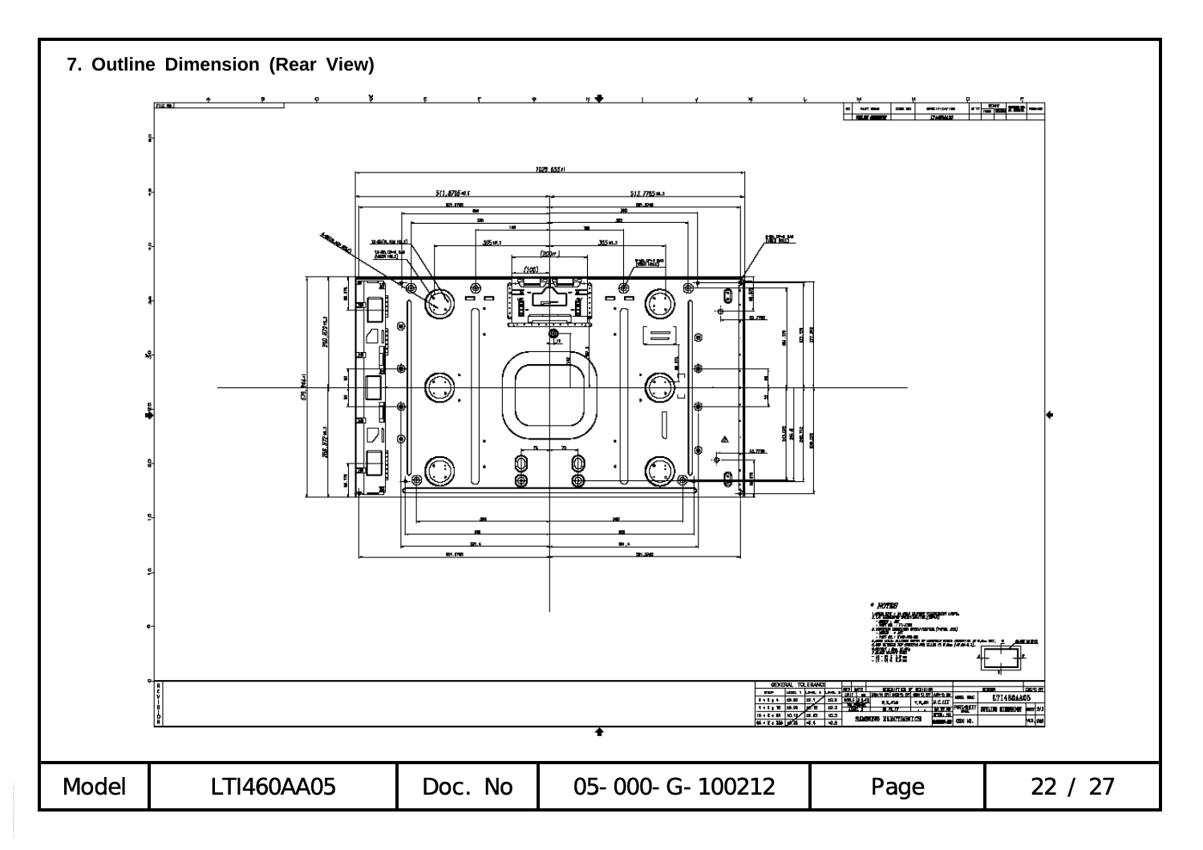## 7. Outline Dimension (Rear View)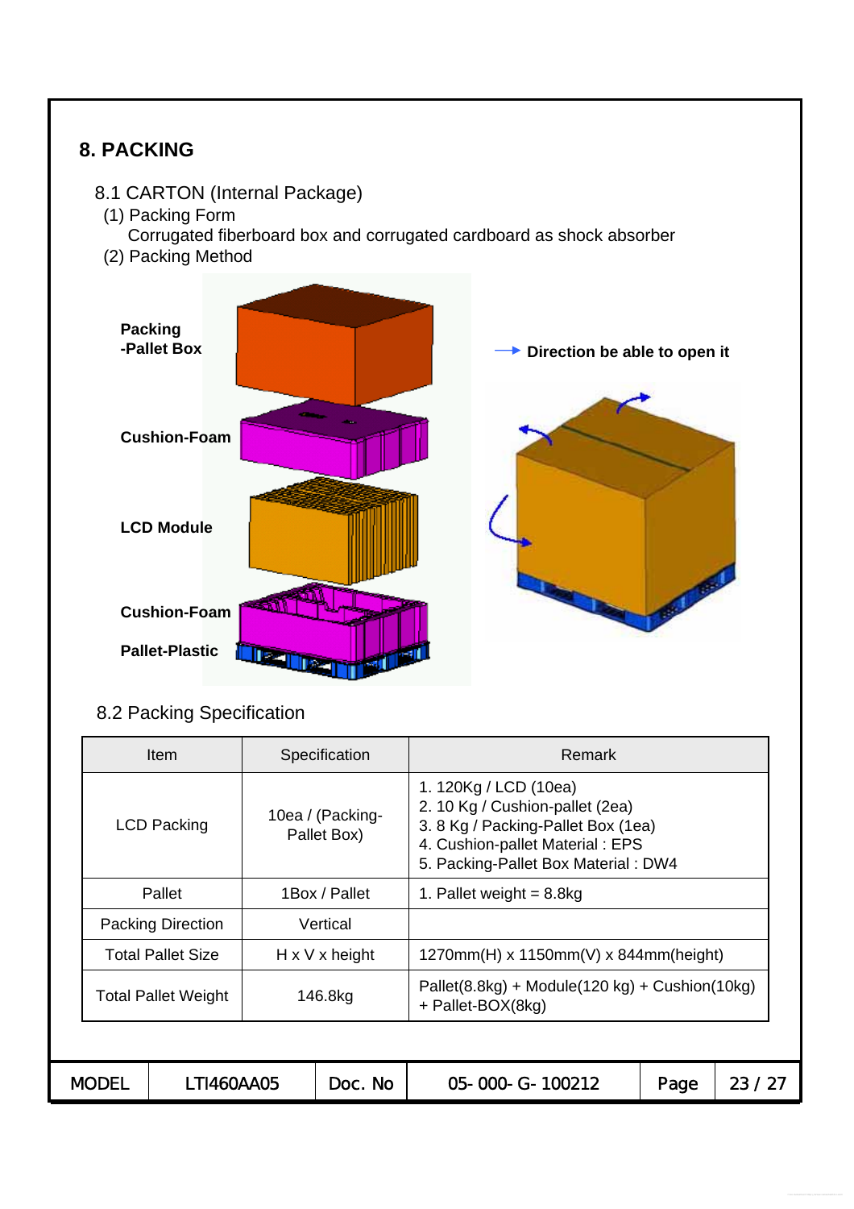# 8. PACKING

## 8.1 CARTON (Internal Package)

(1) Packing Form

Corrugated fiberboard box and corrugated cardboard as shock absorber

(2) Packing Method

Packing -Pallet Box

Cushion-Foam

LCD Module

Cushion-Foam

Pallet-Plastic

→ Direction be able to open it

## 8.2 Packing Specification

| Item | Specification | Remark |
|---|---|---|
| LCD Packing | 10ea / (Packing-Pallet Box) | 1. 120Kg / LCD (10ea)<br>2. 10 Kg / Cushion-pallet (2ea)<br>3. 8 Kg / Packing-Pallet Box (1ea)<br>4. Cushion-pallet Material : EPS<br>5. Packing-Pallet Box Material : DW4 |
| Pallet | 1Box / Pallet | 1. Pallet weight = 8.8kg |
| Packing Direction | Vertical | |
| Total Pallet Size | H x V x height | 1270mm(H) x 1150mm(V) x 844mm(height) |
| Total Pallet Weight | 146.8kg | Pallet(8.8kg) + Module(120 kg) + Cushion(10kg) + Pallet-BOX(8kg) |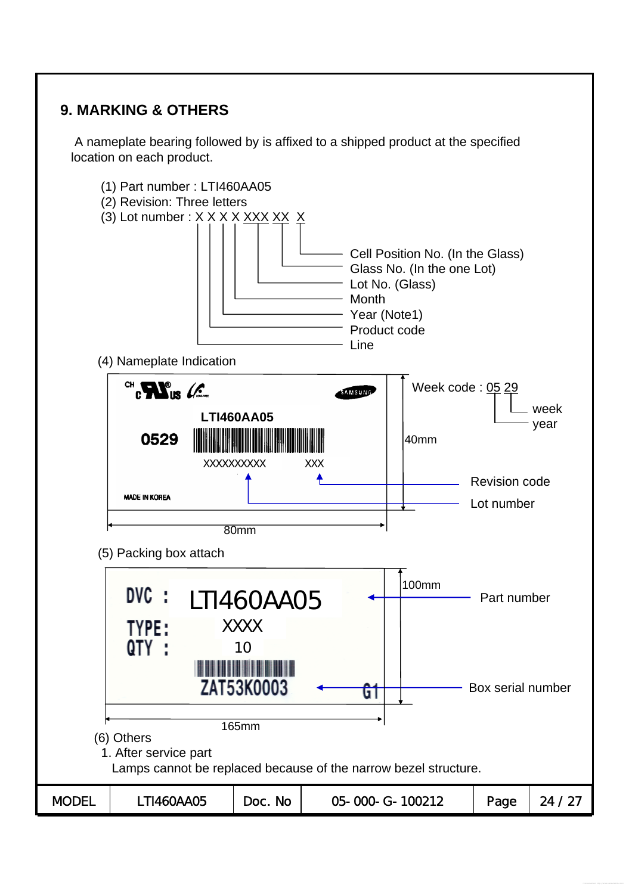## 9. MARKING & OTHERS

A nameplate bearing followed by is affixed to a shipped product at the specified location on each product.

(1) Part number : LTI460AA05

(2) Revision: Three letters

(3) Lot number : X X X X XXX XX X

- X (1st): Line
- X (2nd): Product code
- X (3rd): Year (Note1)
- X (4th): Month
- XXX: Lot No. (Glass)
- XX: Glass No. (In the one Lot)
- X (last): Cell Position No. (In the Glass)

(4) Nameplate Indication

- Nameplate: LTI460AA05, 0529, XXXXXXXXXX, XXX, MADE IN KOREA
- Week code : 05 29 (05 = year, 29 = week)
- XXXXXXXXXX: Lot number
- XXX: Revision code
- Size: 80mm × 40mm

(5) Packing box attach

- DVC : LTI460AA05 — Part number
- TYPE: XXXX
- QTY : 10
- ZAT53K0003 G1 — Box serial number
- Size: 165mm × 100mm

(6) Others

1. After service part

   Lamps cannot be replaced because of the narrow bezel structure.

| MODEL | LTI460AA05 | Doc. No | 05- 000- G- 100212 | Page | 24 / 27 |
|---|---|---|---|---|---|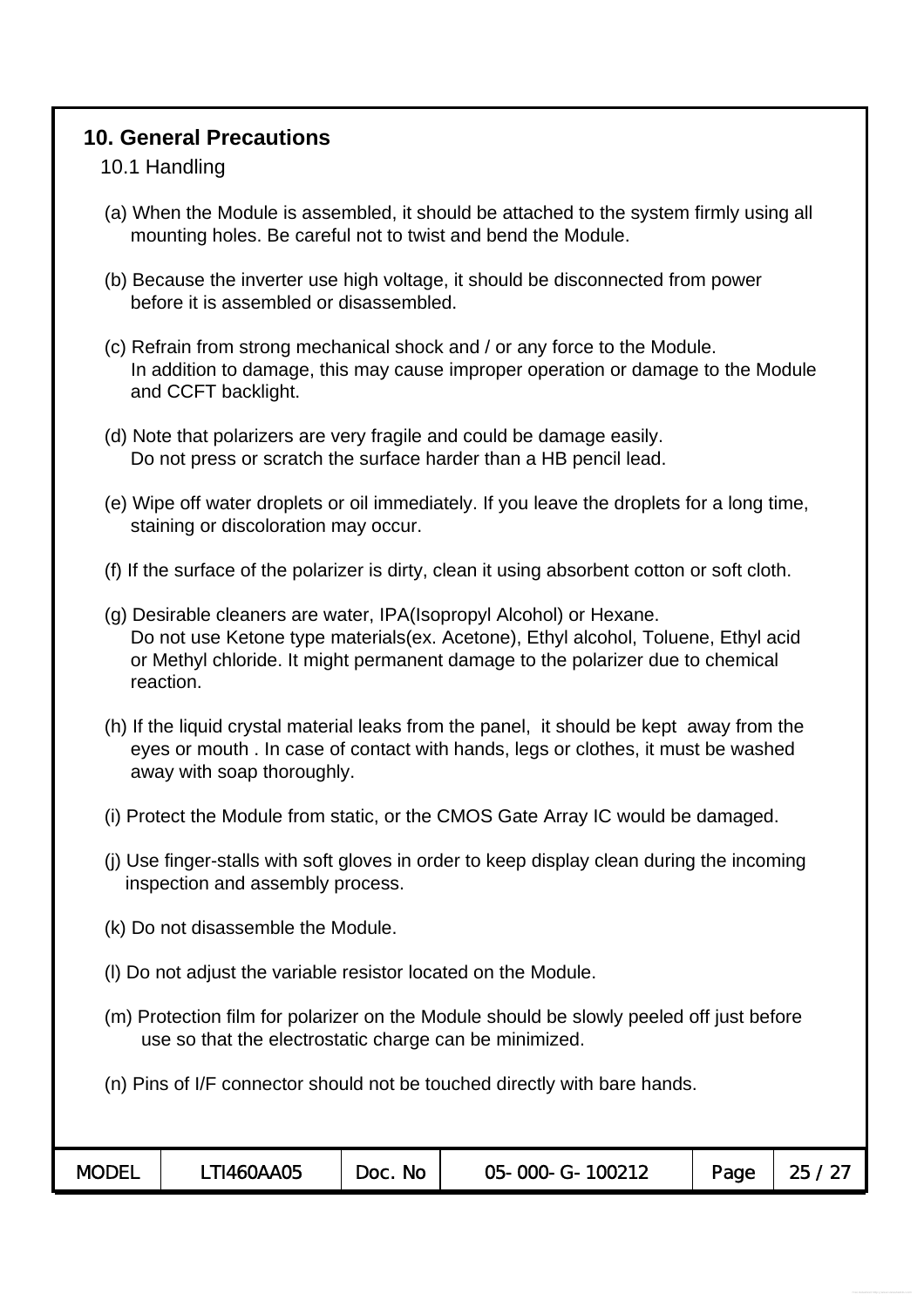## 10. General Precautions

### 10.1 Handling

(a) When the Module is assembled, it should be attached to the system firmly using all mounting holes. Be careful not to twist and bend the Module.

(b) Because the inverter use high voltage, it should be disconnected from power before it is assembled or disassembled.

(c) Refrain from strong mechanical shock and / or any force to the Module. In addition to damage, this may cause improper operation or damage to the Module and CCFT backlight.

(d) Note that polarizers are very fragile and could be damage easily. Do not press or scratch the surface harder than a HB pencil lead.

(e) Wipe off water droplets or oil immediately. If you leave the droplets for a long time, staining or discoloration may occur.

(f) If the surface of the polarizer is dirty, clean it using absorbent cotton or soft cloth.

(g) Desirable cleaners are water, IPA(Isopropyl Alcohol) or Hexane. Do not use Ketone type materials(ex. Acetone), Ethyl alcohol, Toluene, Ethyl acid or Methyl chloride. It might permanent damage to the polarizer due to chemical reaction.

(h) If the liquid crystal material leaks from the panel, it should be kept away from the eyes or mouth . In case of contact with hands, legs or clothes, it must be washed away with soap thoroughly.

(i) Protect the Module from static, or the CMOS Gate Array IC would be damaged.

(j) Use finger-stalls with soft gloves in order to keep display clean during the incoming inspection and assembly process.

(k) Do not disassemble the Module.

(l) Do not adjust the variable resistor located on the Module.

(m) Protection film for polarizer on the Module should be slowly peeled off just before use so that the electrostatic charge can be minimized.

(n) Pins of I/F connector should not be touched directly with bare hands.

| MODEL | LTI460AA05 | Doc. No | 05-000-G-100212 |
|---|---|---|---|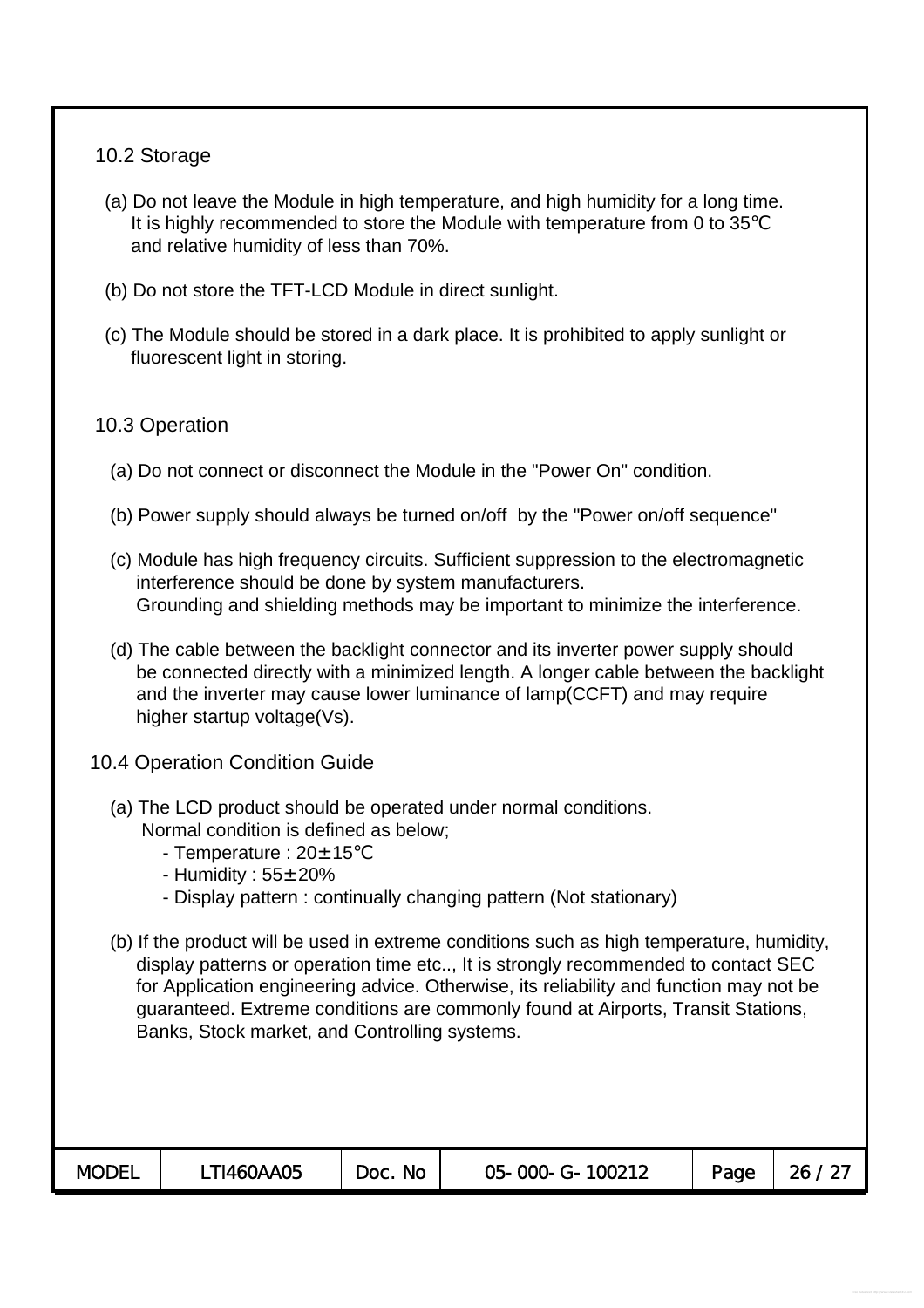## 10.2 Storage

(a) Do not leave the Module in high temperature, and high humidity for a long time.
It is highly recommended to store the Module with temperature from 0 to 35℃ and relative humidity of less than 70%.

(b) Do not store the TFT-LCD Module in direct sunlight.

(c) The Module should be stored in a dark place. It is prohibited to apply sunlight or fluorescent light in storing.

## 10.3 Operation

(a) Do not connect or disconnect the Module in the "Power On" condition.

(b) Power supply should always be turned on/off by the "Power on/off sequence"

(c) Module has high frequency circuits. Sufficient suppression to the electromagnetic interference should be done by system manufacturers.
Grounding and shielding methods may be important to minimize the interference.

(d) The cable between the backlight connector and its inverter power supply should be connected directly with a minimized length. A longer cable between the backlight and the inverter may cause lower luminance of lamp(CCFT) and may require higher startup voltage(Vs).

## 10.4 Operation Condition Guide

(a) The LCD product should be operated under normal conditions.
Normal condition is defined as below;
- Temperature : 20±15℃
- Humidity : 55±20%
- Display pattern : continually changing pattern (Not stationary)

(b) If the product will be used in extreme conditions such as high temperature, humidity, display patterns or operation time etc.., It is strongly recommended to contact SEC for Application engineering advice. Otherwise, its reliability and function may not be guaranteed. Extreme conditions are commonly found at Airports, Transit Stations, Banks, Stock market, and Controlling systems.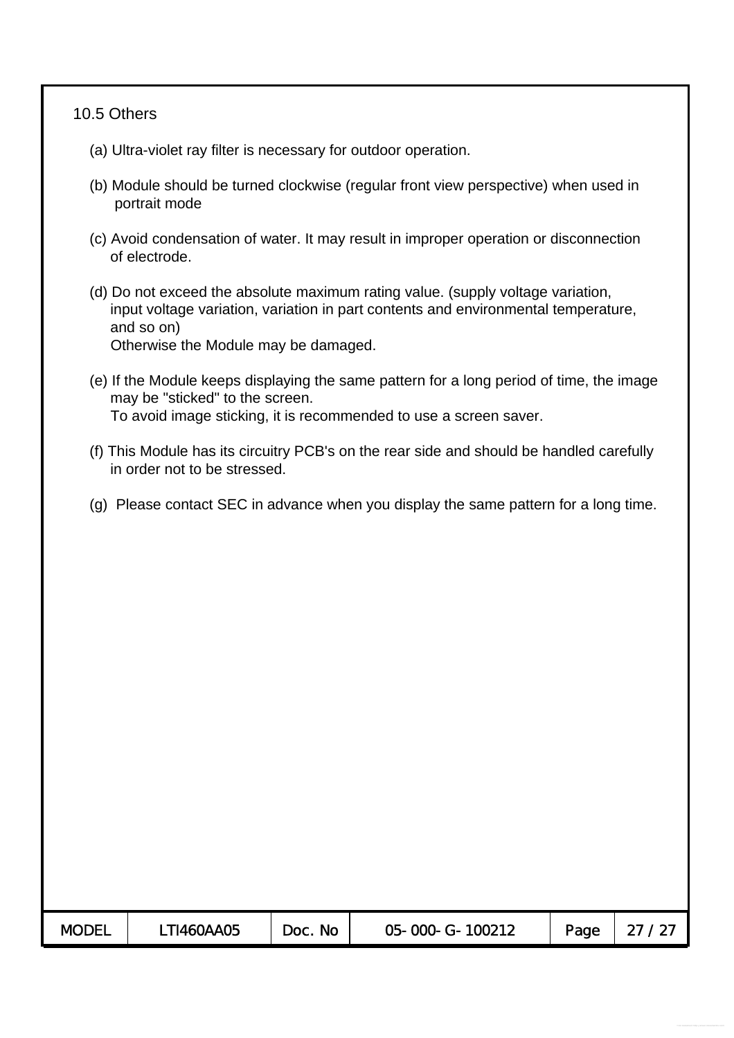### 10.5 Others

(a) Ultra-violet ray filter is necessary for outdoor operation.

(b) Module should be turned clockwise (regular front view perspective) when used in portrait mode

(c) Avoid condensation of water. It may result in improper operation or disconnection of electrode.

(d) Do not exceed the absolute maximum rating value. (supply voltage variation, input voltage variation, variation in part contents and environmental temperature, and so on)
Otherwise the Module may be damaged.

(e) If the Module keeps displaying the same pattern for a long period of time, the image may be "sticked" to the screen.
To avoid image sticking, it is recommended to use a screen saver.

(f) This Module has its circuitry PCB's on the rear side and should be handled carefully in order not to be stressed.

(g) Please contact SEC in advance when you display the same pattern for a long time.